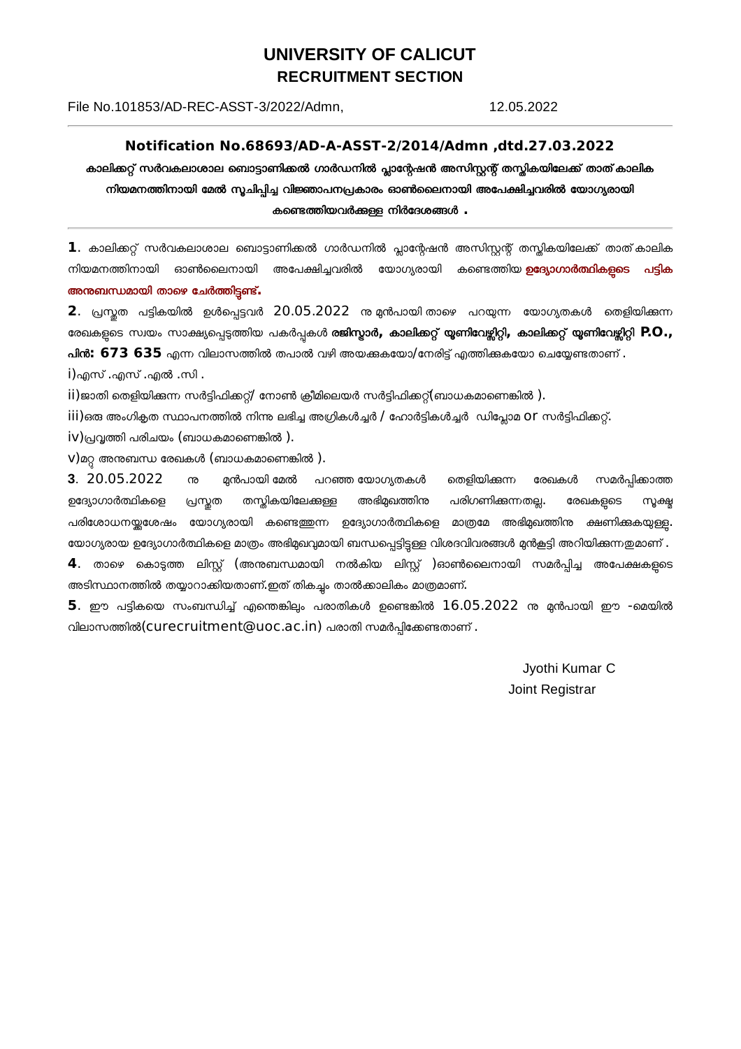# UNIVERSITY OF CALICUT
## RECRUITMENT SECTION

File No.101853/AD-REC-ASST-3/2022/Admn, 12.05.2022

---

**Notification No.68693/AD-A-ASST-2/2014/Admn ,dtd.27.03.2022**

**കാലിക്കറ്റ് സർവകലാശാല ബൊട്ടാണിക്കൽ ഗാർഡനിൽ പ്ലാന്റേഷൻ അസിസ്റ്റന്റ് തസ്തികയിലേക്ക് താത്കാലിക നിയമനത്തിനായി മേൽ സൂചിപ്പിച്ച വിജ്ഞാപനപ്രകാരം ഓൺലൈനായി അപേക്ഷിച്ചവരിൽ യോഗ്യരായി കണ്ടെത്തിയവർക്കുള്ള നിർദേശങ്ങൾ .**

---

**1**. കാലിക്കറ്റ് സർവകലാശാല ബൊട്ടാണിക്കൽ ഗാർഡനിൽ പ്ലാന്റേഷൻ അസിസ്റ്റന്റ് തസ്തികയിലേക്ക് താത്കാലിക നിയമനത്തിനായി ഓൺലൈനായി അപേക്ഷിച്ചവരിൽ യോഗ്യരായി കണ്ടെത്തിയ **ഉദ്യോഗാർത്ഥികളുടെ പട്ടിക അനുബന്ധമായി താഴെ ചേർത്തിട്ടുണ്ട്.**

**2**. പ്രസ്തുത പട്ടികയിൽ ഉൾപ്പെട്ടവർ 20.05.2022 നു മുൻപായി താഴെ പറയുന്ന യോഗ്യതകൾ തെളിയിക്കുന്ന രേഖകളുടെ സ്വയം സാക്ഷ്യപ്പെടുത്തിയ പകർപ്പുകൾ **രജിസ്ട്രാർ, കാലിക്കറ്റ് യൂണിവേഴ്സിറ്റി, കാലിക്കറ്റ് യൂണിവേഴ്സിറ്റി P.O., പിൻ: 673 635** എന്ന വിലാസത്തിൽ തപാൽ വഴി അയക്കുകയോ/നേരിട്ട് എത്തിക്കുകയോ ചെയ്യേണ്ടതാണ് .

i)എസ് .എസ് .എൽ .സി .

ii)ജാതി തെളിയിക്കുന്ന സർട്ടിഫിക്കറ്റ്/ നോൺ ക്രീമിലെയർ സർട്ടിഫിക്കറ്റ്(ബാധകമാണെങ്കിൽ ).

iii)ഒരു അംഗീകൃത സ്ഥാപനത്തിൽ നിന്നു ലഭിച്ച അഗ്രികൾച്ചർ / ഹോർട്ടികൾച്ചർ ഡിപ്ലോമ or സർട്ടിഫിക്കറ്റ്.

iv)പ്രവൃത്തി പരിചയം (ബാധകമാണെങ്കിൽ ).

v)മറ്റ് അനുബന്ധ രേഖകൾ (ബാധകമാണെങ്കിൽ ).

**3**. 20.05.2022 നു മുൻപായി മേൽ പറഞ്ഞ യോഗ്യതകൾ തെളിയിക്കുന്ന രേഖകൾ സമർപ്പിക്കാത്ത ഉദ്യോഗാർത്ഥികളെ പ്രസ്തുത തസ്തികയിലേക്കുള്ള അഭിമുഖത്തിനു പരിഗണിക്കുന്നതല്ല. രേഖകളുടെ സൂക്ഷ്മ പരിശോധനയ്ക്കുശേഷം യോഗ്യരായി കണ്ടെത്തുന്ന ഉദ്യോഗാർത്ഥികളെ മാത്രമേ അഭിമുഖത്തിനു ക്ഷണിക്കുകയുള്ളൂ. യോഗ്യരായ ഉദ്യോഗാർത്ഥികളെ മാത്രം അഭിമുഖവുമായി ബന്ധപ്പെട്ടിട്ടുള്ള വിശദവിവരങ്ങൾ മുൻകൂട്ടി അറിയിക്കുന്നതുമാണ് .

**4**. താഴെ കൊടുത്ത ലിസ്റ്റ് (അനുബന്ധമായി നൽകിയ ലിസ്റ്റ് )ഓൺലൈനായി സമർപ്പിച്ച അപേക്ഷകളുടെ അടിസ്ഥാനത്തിൽ തയ്യാറാക്കിയതാണ്.ഇത് തികച്ചും താൽക്കാലികം മാത്രമാണ്.

**5**. ഈ പട്ടികയെ സംബന്ധിച്ച് എന്തെങ്കിലും പരാതികൾ ഉണ്ടെങ്കിൽ 16.05.2022 നു മുൻപായി ഈ -മെയിൽ വിലാസത്തിൽ(curecruitment@uoc.ac.in) പരാതി സമർപ്പിക്കേണ്ടതാണ് .

Jyothi Kumar C
Joint Registrar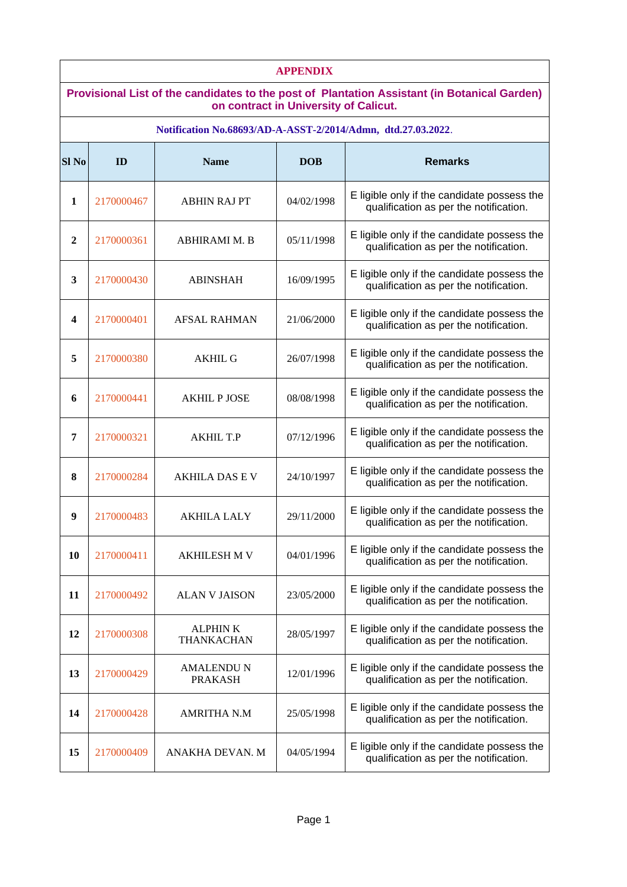**APPENDIX**

**Provisional List of the candidates to the post of Plantation Assistant (in Botanical Garden) on contract in University of Calicut.**

**Notification No.68693/AD-A-ASST-2/2014/Admn, dtd.27.03.2022.**

| Sl No | ID | Name | DOB | Remarks |
|---|---|---|---|---|
| 1 | 2170000467 | ABHIN RAJ PT | 04/02/1998 | E ligible only if the candidate possess the qualification as per the notification. |
| 2 | 2170000361 | ABHIRAMI M. B | 05/11/1998 | E ligible only if the candidate possess the qualification as per the notification. |
| 3 | 2170000430 | ABINSHAH | 16/09/1995 | E ligible only if the candidate possess the qualification as per the notification. |
| 4 | 2170000401 | AFSAL RAHMAN | 21/06/2000 | E ligible only if the candidate possess the qualification as per the notification. |
| 5 | 2170000380 | AKHIL G | 26/07/1998 | E ligible only if the candidate possess the qualification as per the notification. |
| 6 | 2170000441 | AKHIL P JOSE | 08/08/1998 | E ligible only if the candidate possess the qualification as per the notification. |
| 7 | 2170000321 | AKHIL T.P | 07/12/1996 | E ligible only if the candidate possess the qualification as per the notification. |
| 8 | 2170000284 | AKHILA DAS E V | 24/10/1997 | E ligible only if the candidate possess the qualification as per the notification. |
| 9 | 2170000483 | AKHILA LALY | 29/11/2000 | E ligible only if the candidate possess the qualification as per the notification. |
| 10 | 2170000411 | AKHILESH M V | 04/01/1996 | E ligible only if the candidate possess the qualification as per the notification. |
| 11 | 2170000492 | ALAN V JAISON | 23/05/2000 | E ligible only if the candidate possess the qualification as per the notification. |
| 12 | 2170000308 | ALPHIN K THANKACHAN | 28/05/1997 | E ligible only if the candidate possess the qualification as per the notification. |
| 13 | 2170000429 | AMALENDU N PRAKASH | 12/01/1996 | E ligible only if the candidate possess the qualification as per the notification. |
| 14 | 2170000428 | AMRITHA N.M | 25/05/1998 | E ligible only if the candidate possess the qualification as per the notification. |
| 15 | 2170000409 | ANAKHA DEVAN. M | 04/05/1994 | E ligible only if the candidate possess the qualification as per the notification. |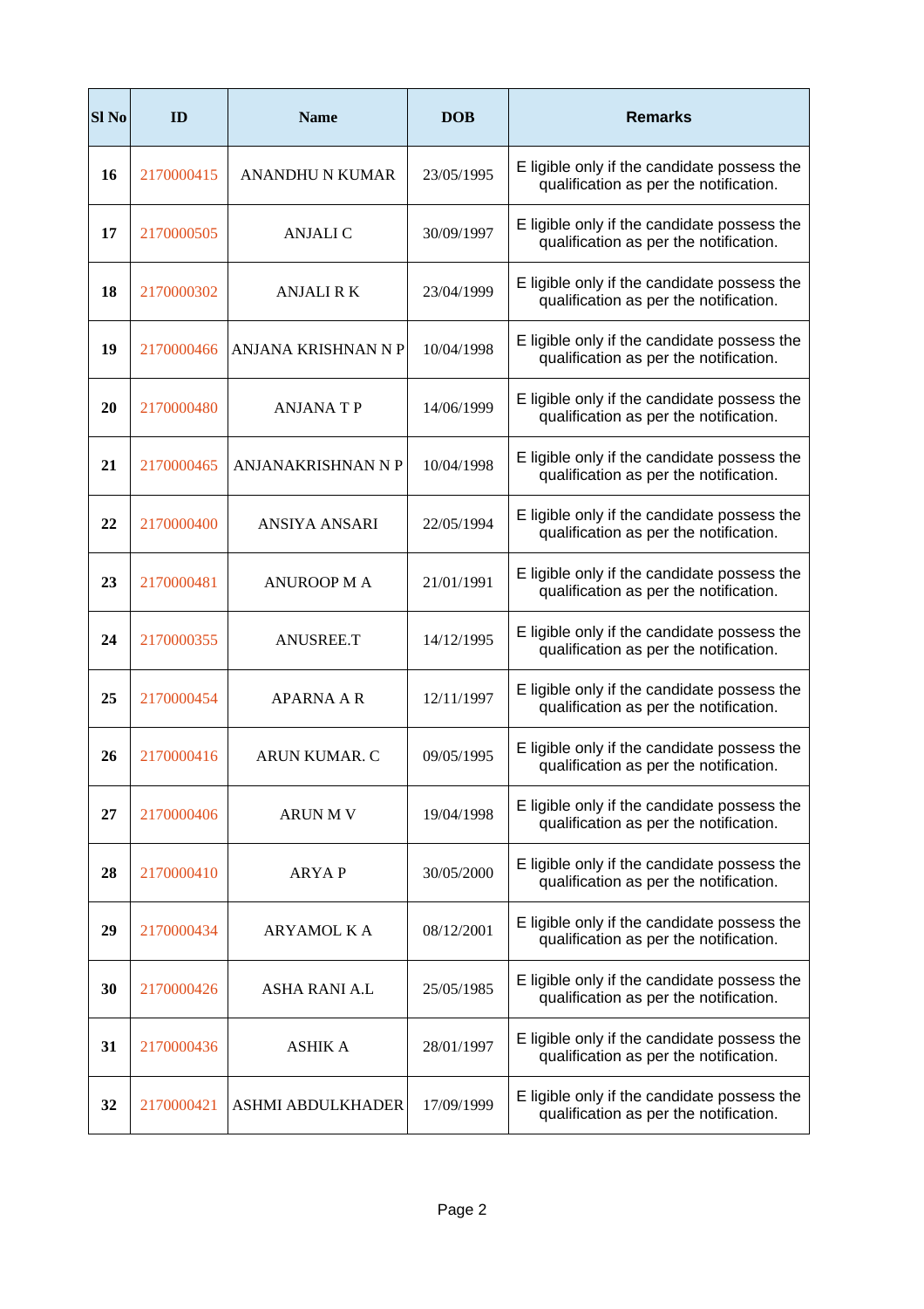| Sl No | ID | Name | DOB | Remarks |
|---|---|---|---|---|
| 16 | 2170000415 | ANANDHU N KUMAR | 23/05/1995 | E ligible only if the candidate possess the qualification as per the notification. |
| 17 | 2170000505 | ANJALI C | 30/09/1997 | E ligible only if the candidate possess the qualification as per the notification. |
| 18 | 2170000302 | ANJALI R K | 23/04/1999 | E ligible only if the candidate possess the qualification as per the notification. |
| 19 | 2170000466 | ANJANA KRISHNAN N P | 10/04/1998 | E ligible only if the candidate possess the qualification as per the notification. |
| 20 | 2170000480 | ANJANA T P | 14/06/1999 | E ligible only if the candidate possess the qualification as per the notification. |
| 21 | 2170000465 | ANJANAKRISHNAN N P | 10/04/1998 | E ligible only if the candidate possess the qualification as per the notification. |
| 22 | 2170000400 | ANSIYA ANSARI | 22/05/1994 | E ligible only if the candidate possess the qualification as per the notification. |
| 23 | 2170000481 | ANUROOP M A | 21/01/1991 | E ligible only if the candidate possess the qualification as per the notification. |
| 24 | 2170000355 | ANUSREE.T | 14/12/1995 | E ligible only if the candidate possess the qualification as per the notification. |
| 25 | 2170000454 | APARNA A R | 12/11/1997 | E ligible only if the candidate possess the qualification as per the notification. |
| 26 | 2170000416 | ARUN KUMAR. C | 09/05/1995 | E ligible only if the candidate possess the qualification as per the notification. |
| 27 | 2170000406 | ARUN M V | 19/04/1998 | E ligible only if the candidate possess the qualification as per the notification. |
| 28 | 2170000410 | ARYA P | 30/05/2000 | E ligible only if the candidate possess the qualification as per the notification. |
| 29 | 2170000434 | ARYAMOL K A | 08/12/2001 | E ligible only if the candidate possess the qualification as per the notification. |
| 30 | 2170000426 | ASHA RANI A.L | 25/05/1985 | E ligible only if the candidate possess the qualification as per the notification. |
| 31 | 2170000436 | ASHIK A | 28/01/1997 | E ligible only if the candidate possess the qualification as per the notification. |
| 32 | 2170000421 | ASHMI ABDULKHADER | 17/09/1999 | E ligible only if the candidate possess the qualification as per the notification. |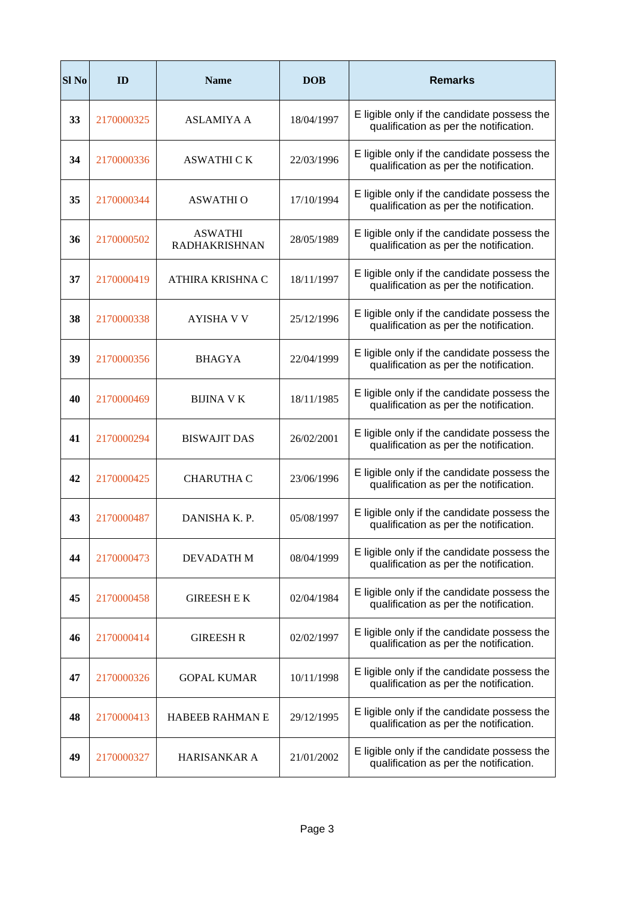| Sl No | ID | Name | DOB | Remarks |
|---|---|---|---|---|
| **33** | 2170000325 | ASLAMIYA A | 18/04/1997 | E ligible only if the candidate possess the qualification as per the notification. |
| **34** | 2170000336 | ASWATHI C K | 22/03/1996 | E ligible only if the candidate possess the qualification as per the notification. |
| **35** | 2170000344 | ASWATHI O | 17/10/1994 | E ligible only if the candidate possess the qualification as per the notification. |
| **36** | 2170000502 | ASWATHI RADHAKRISHNAN | 28/05/1989 | E ligible only if the candidate possess the qualification as per the notification. |
| **37** | 2170000419 | ATHIRA KRISHNA C | 18/11/1997 | E ligible only if the candidate possess the qualification as per the notification. |
| **38** | 2170000338 | AYISHA V V | 25/12/1996 | E ligible only if the candidate possess the qualification as per the notification. |
| **39** | 2170000356 | BHAGYA | 22/04/1999 | E ligible only if the candidate possess the qualification as per the notification. |
| **40** | 2170000469 | BIJINA V K | 18/11/1985 | E ligible only if the candidate possess the qualification as per the notification. |
| **41** | 2170000294 | BISWAJIT DAS | 26/02/2001 | E ligible only if the candidate possess the qualification as per the notification. |
| **42** | 2170000425 | CHARUTHA C | 23/06/1996 | E ligible only if the candidate possess the qualification as per the notification. |
| **43** | 2170000487 | DANISHA K. P. | 05/08/1997 | E ligible only if the candidate possess the qualification as per the notification. |
| **44** | 2170000473 | DEVADATH M | 08/04/1999 | E ligible only if the candidate possess the qualification as per the notification. |
| **45** | 2170000458 | GIREESH E K | 02/04/1984 | E ligible only if the candidate possess the qualification as per the notification. |
| **46** | 2170000414 | GIREESH R | 02/02/1997 | E ligible only if the candidate possess the qualification as per the notification. |
| **47** | 2170000326 | GOPAL KUMAR | 10/11/1998 | E ligible only if the candidate possess the qualification as per the notification. |
| **48** | 2170000413 | HABEEB RAHMAN E | 29/12/1995 | E ligible only if the candidate possess the qualification as per the notification. |
| **49** | 2170000327 | HARISANKAR A | 21/01/2002 | E ligible only if the candidate possess the qualification as per the notification. |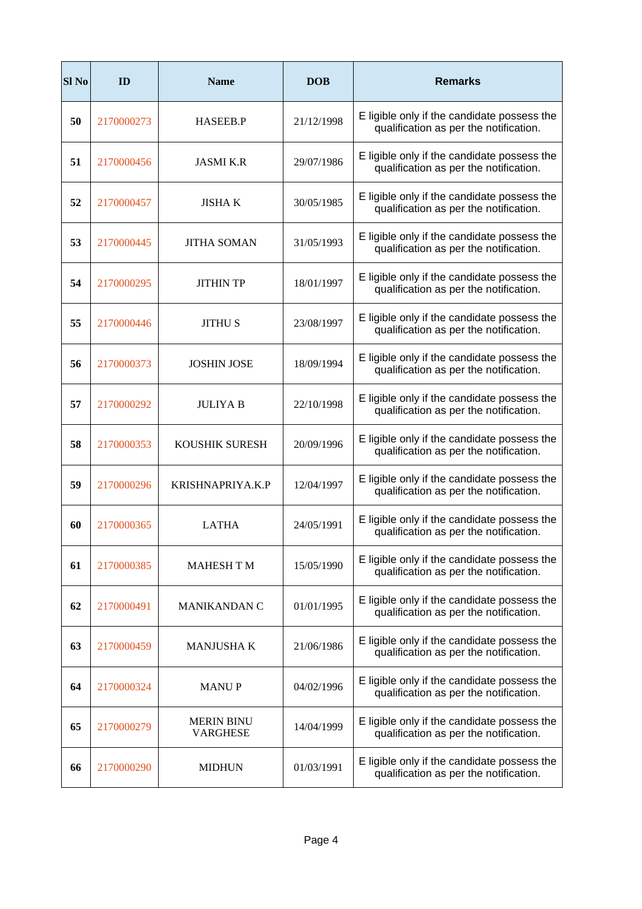| Sl No | ID | Name | DOB | Remarks |
|---|---|---|---|---|
| 50 | 2170000273 | HASEEB.P | 21/12/1998 | E ligible only if the candidate possess the qualification as per the notification. |
| 51 | 2170000456 | JASMI K.R | 29/07/1986 | E ligible only if the candidate possess the qualification as per the notification. |
| 52 | 2170000457 | JISHA K | 30/05/1985 | E ligible only if the candidate possess the qualification as per the notification. |
| 53 | 2170000445 | JITHA SOMAN | 31/05/1993 | E ligible only if the candidate possess the qualification as per the notification. |
| 54 | 2170000295 | JITHIN TP | 18/01/1997 | E ligible only if the candidate possess the qualification as per the notification. |
| 55 | 2170000446 | JITHU S | 23/08/1997 | E ligible only if the candidate possess the qualification as per the notification. |
| 56 | 2170000373 | JOSHIN JOSE | 18/09/1994 | E ligible only if the candidate possess the qualification as per the notification. |
| 57 | 2170000292 | JULIYA B | 22/10/1998 | E ligible only if the candidate possess the qualification as per the notification. |
| 58 | 2170000353 | KOUSHIK SURESH | 20/09/1996 | E ligible only if the candidate possess the qualification as per the notification. |
| 59 | 2170000296 | KRISHNAPRIYA.K.P | 12/04/1997 | E ligible only if the candidate possess the qualification as per the notification. |
| 60 | 2170000365 | LATHA | 24/05/1991 | E ligible only if the candidate possess the qualification as per the notification. |
| 61 | 2170000385 | MAHESH T M | 15/05/1990 | E ligible only if the candidate possess the qualification as per the notification. |
| 62 | 2170000491 | MANIKANDAN C | 01/01/1995 | E ligible only if the candidate possess the qualification as per the notification. |
| 63 | 2170000459 | MANJUSHA K | 21/06/1986 | E ligible only if the candidate possess the qualification as per the notification. |
| 64 | 2170000324 | MANU P | 04/02/1996 | E ligible only if the candidate possess the qualification as per the notification. |
| 65 | 2170000279 | MERIN BINU VARGHESE | 14/04/1999 | E ligible only if the candidate possess the qualification as per the notification. |
| 66 | 2170000290 | MIDHUN | 01/03/1991 | E ligible only if the candidate possess the qualification as per the notification. |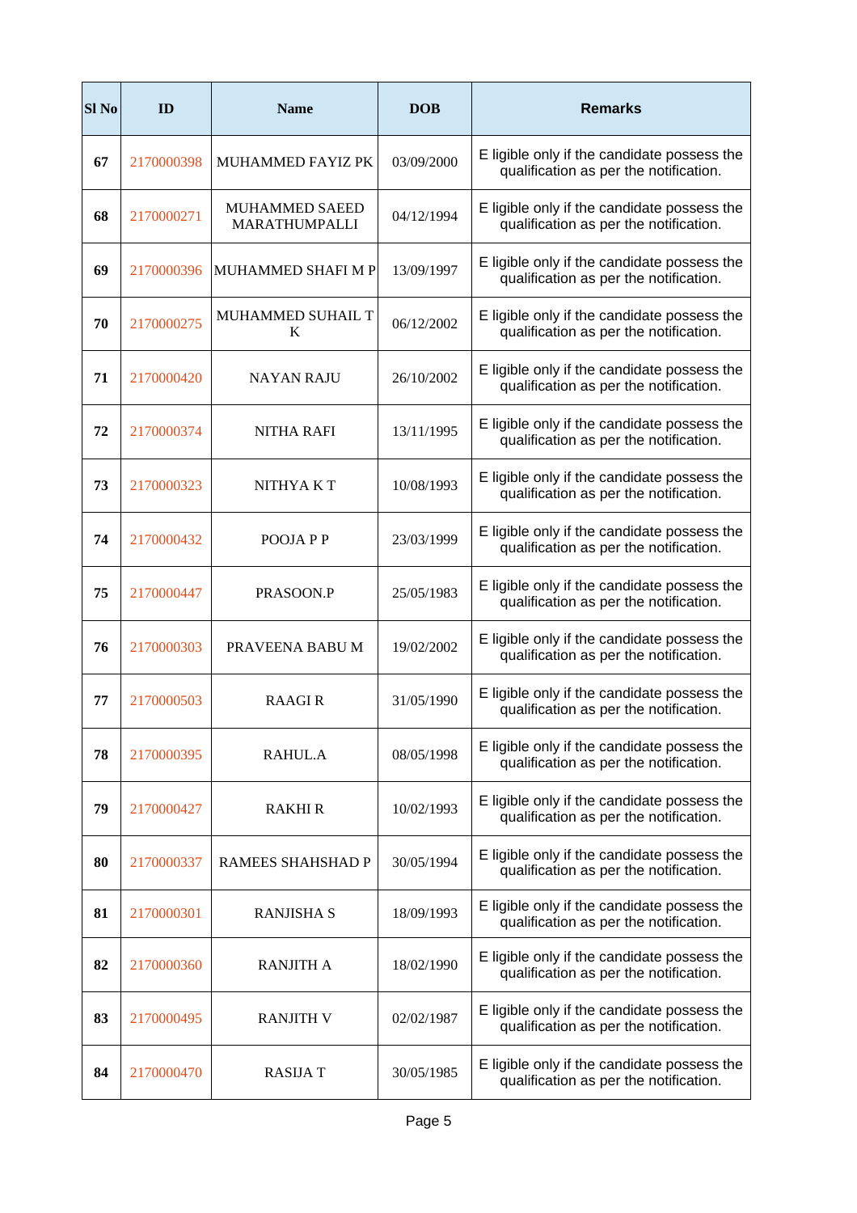| Sl No | ID | Name | DOB | Remarks |
|---|---|---|---|---|
| 67 | 2170000398 | MUHAMMED FAYIZ PK | 03/09/2000 | E ligible only if the candidate possess the qualification as per the notification. |
| 68 | 2170000271 | MUHAMMED SAEED MARATHUMPALLI | 04/12/1994 | E ligible only if the candidate possess the qualification as per the notification. |
| 69 | 2170000396 | MUHAMMED SHAFI M P | 13/09/1997 | E ligible only if the candidate possess the qualification as per the notification. |
| 70 | 2170000275 | MUHAMMED SUHAIL T K | 06/12/2002 | E ligible only if the candidate possess the qualification as per the notification. |
| 71 | 2170000420 | NAYAN RAJU | 26/10/2002 | E ligible only if the candidate possess the qualification as per the notification. |
| 72 | 2170000374 | NITHA RAFI | 13/11/1995 | E ligible only if the candidate possess the qualification as per the notification. |
| 73 | 2170000323 | NITHYA K T | 10/08/1993 | E ligible only if the candidate possess the qualification as per the notification. |
| 74 | 2170000432 | POOJA P P | 23/03/1999 | E ligible only if the candidate possess the qualification as per the notification. |
| 75 | 2170000447 | PRASOON.P | 25/05/1983 | E ligible only if the candidate possess the qualification as per the notification. |
| 76 | 2170000303 | PRAVEENA BABU M | 19/02/2002 | E ligible only if the candidate possess the qualification as per the notification. |
| 77 | 2170000503 | RAAGI R | 31/05/1990 | E ligible only if the candidate possess the qualification as per the notification. |
| 78 | 2170000395 | RAHUL.A | 08/05/1998 | E ligible only if the candidate possess the qualification as per the notification. |
| 79 | 2170000427 | RAKHI R | 10/02/1993 | E ligible only if the candidate possess the qualification as per the notification. |
| 80 | 2170000337 | RAMEES SHAHSHAD P | 30/05/1994 | E ligible only if the candidate possess the qualification as per the notification. |
| 81 | 2170000301 | RANJISHA S | 18/09/1993 | E ligible only if the candidate possess the qualification as per the notification. |
| 82 | 2170000360 | RANJITH A | 18/02/1990 | E ligible only if the candidate possess the qualification as per the notification. |
| 83 | 2170000495 | RANJITH V | 02/02/1987 | E ligible only if the candidate possess the qualification as per the notification. |
| 84 | 2170000470 | RASIJA T | 30/05/1985 | E ligible only if the candidate possess the qualification as per the notification. |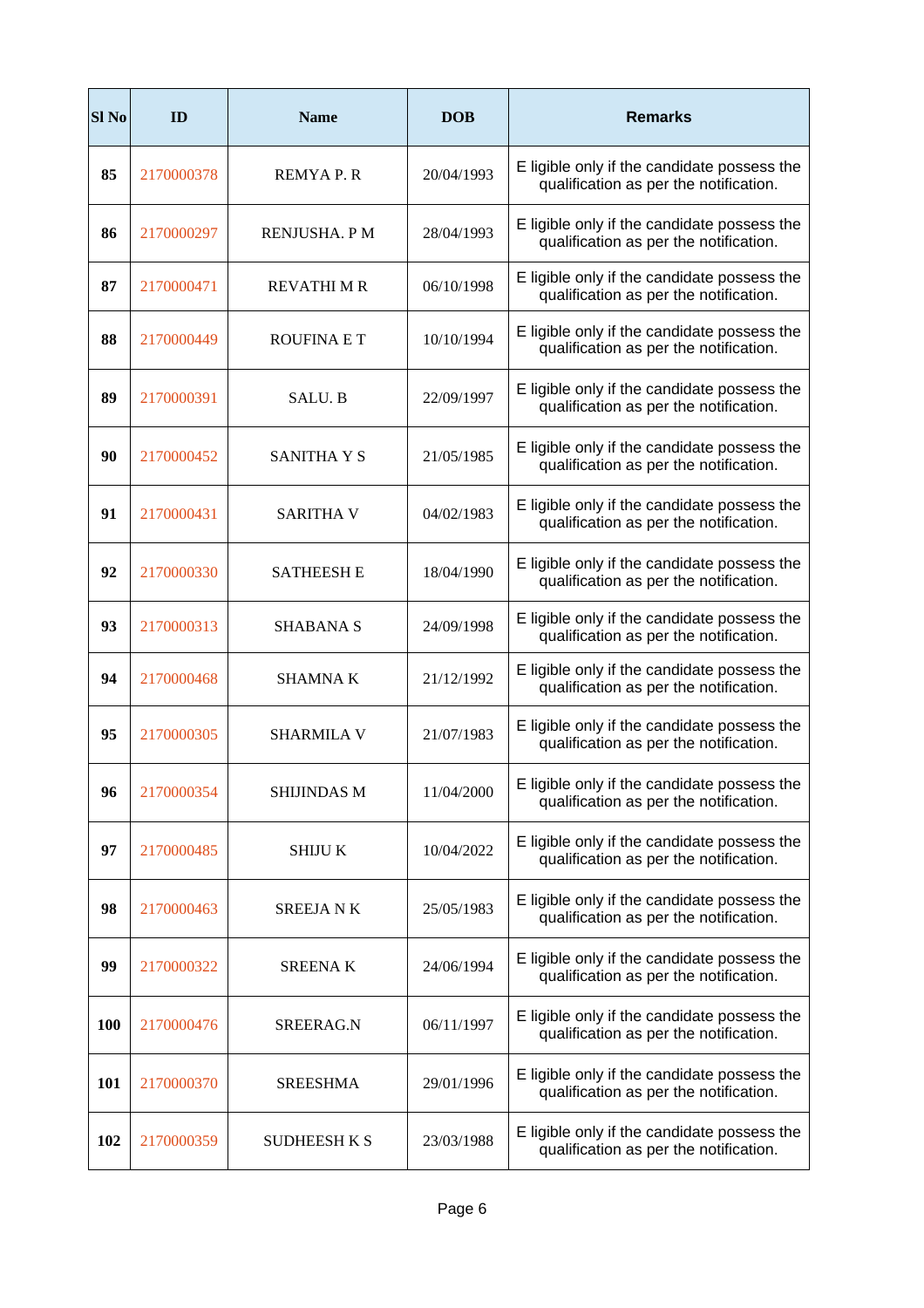| Sl No | ID | Name | DOB | Remarks |
|---|---|---|---|---|
| **85** | 2170000378 | REMYA P. R | 20/04/1993 | E ligible only if the candidate possess the qualification as per the notification. |
| **86** | 2170000297 | RENJUSHA. P M | 28/04/1993 | E ligible only if the candidate possess the qualification as per the notification. |
| **87** | 2170000471 | REVATHI M R | 06/10/1998 | E ligible only if the candidate possess the qualification as per the notification. |
| **88** | 2170000449 | ROUFINA E T | 10/10/1994 | E ligible only if the candidate possess the qualification as per the notification. |
| **89** | 2170000391 | SALU. B | 22/09/1997 | E ligible only if the candidate possess the qualification as per the notification. |
| **90** | 2170000452 | SANITHA Y S | 21/05/1985 | E ligible only if the candidate possess the qualification as per the notification. |
| **91** | 2170000431 | SARITHA V | 04/02/1983 | E ligible only if the candidate possess the qualification as per the notification. |
| **92** | 2170000330 | SATHEESH E | 18/04/1990 | E ligible only if the candidate possess the qualification as per the notification. |
| **93** | 2170000313 | SHABANA S | 24/09/1998 | E ligible only if the candidate possess the qualification as per the notification. |
| **94** | 2170000468 | SHAMNA K | 21/12/1992 | E ligible only if the candidate possess the qualification as per the notification. |
| **95** | 2170000305 | SHARMILA V | 21/07/1983 | E ligible only if the candidate possess the qualification as per the notification. |
| **96** | 2170000354 | SHIJINDAS M | 11/04/2000 | E ligible only if the candidate possess the qualification as per the notification. |
| **97** | 2170000485 | SHIJU K | 10/04/2022 | E ligible only if the candidate possess the qualification as per the notification. |
| **98** | 2170000463 | SREEJA N K | 25/05/1983 | E ligible only if the candidate possess the qualification as per the notification. |
| **99** | 2170000322 | SREENA K | 24/06/1994 | E ligible only if the candidate possess the qualification as per the notification. |
| **100** | 2170000476 | SREERAG.N | 06/11/1997 | E ligible only if the candidate possess the qualification as per the notification. |
| **101** | 2170000370 | SREESHMA | 29/01/1996 | E ligible only if the candidate possess the qualification as per the notification. |
| **102** | 2170000359 | SUDHEESH K S | 23/03/1988 | E ligible only if the candidate possess the qualification as per the notification. |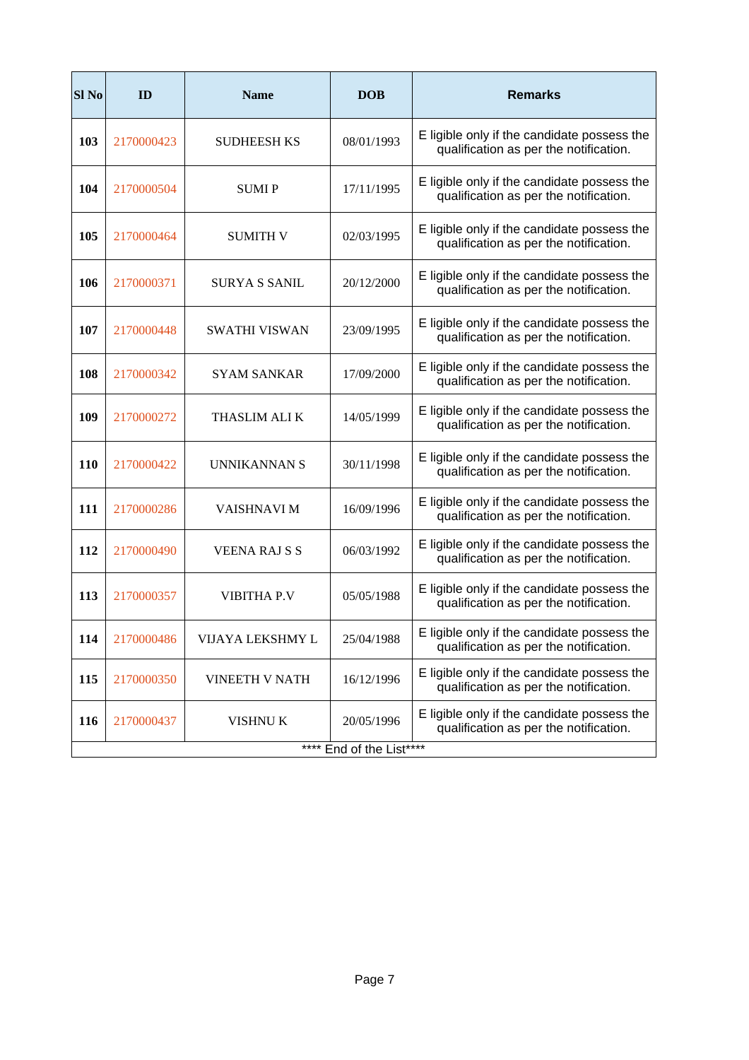| Sl No | ID | Name | DOB | Remarks |
|---|---|---|---|---|
| **103** | 2170000423 | SUDHEESH KS | 08/01/1993 | E ligible only if the candidate possess the qualification as per the notification. |
| **104** | 2170000504 | SUMI P | 17/11/1995 | E ligible only if the candidate possess the qualification as per the notification. |
| **105** | 2170000464 | SUMITH V | 02/03/1995 | E ligible only if the candidate possess the qualification as per the notification. |
| **106** | 2170000371 | SURYA S SANIL | 20/12/2000 | E ligible only if the candidate possess the qualification as per the notification. |
| **107** | 2170000448 | SWATHI VISWAN | 23/09/1995 | E ligible only if the candidate possess the qualification as per the notification. |
| **108** | 2170000342 | SYAM SANKAR | 17/09/2000 | E ligible only if the candidate possess the qualification as per the notification. |
| **109** | 2170000272 | THASLIM ALI K | 14/05/1999 | E ligible only if the candidate possess the qualification as per the notification. |
| **110** | 2170000422 | UNNIKANNAN S | 30/11/1998 | E ligible only if the candidate possess the qualification as per the notification. |
| **111** | 2170000286 | VAISHNAVI M | 16/09/1996 | E ligible only if the candidate possess the qualification as per the notification. |
| **112** | 2170000490 | VEENA RAJ S S | 06/03/1992 | E ligible only if the candidate possess the qualification as per the notification. |
| **113** | 2170000357 | VIBITHA P.V | 05/05/1988 | E ligible only if the candidate possess the qualification as per the notification. |
| **114** | 2170000486 | VIJAYA LEKSHMY L | 25/04/1988 | E ligible only if the candidate possess the qualification as per the notification. |
| **115** | 2170000350 | VINEETH V NATH | 16/12/1996 | E ligible only if the candidate possess the qualification as per the notification. |
| **116** | 2170000437 | VISHNU K | 20/05/1996 | E ligible only if the candidate possess the qualification as per the notification. |

**** End of the List****